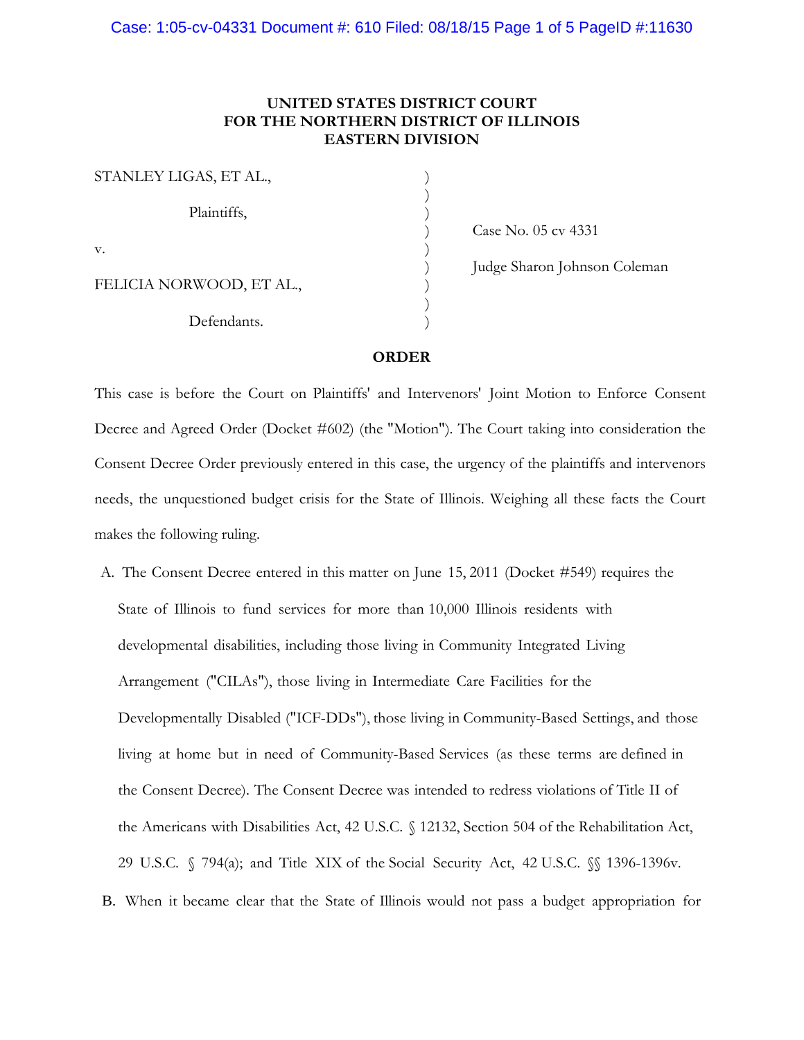# UNITED STATES DISTRICT COURT
# FOR THE NORTHERN DISTRICT OF ILLINOIS
# EASTERN DIVISION

STANLEY LIGAS, ET AL.,

Plaintiffs,

v.

FELICIA NORWOOD, ET AL.,

Defendants.

Case No. 05 cv 4331

Judge Sharon Johnson Coleman

## ORDER

This case is before the Court on Plaintiffs' and Intervenors' Joint Motion to Enforce Consent Decree and Agreed Order (Docket #602) (the "Motion"). The Court taking into consideration the Consent Decree Order previously entered in this case, the urgency of the plaintiffs and intervenors needs, the unquestioned budget crisis for the State of Illinois. Weighing all these facts the Court makes the following ruling.

A. The Consent Decree entered in this matter on June 15, 2011 (Docket #549) requires the State of Illinois to fund services for more than 10,000 Illinois residents with developmental disabilities, including those living in Community Integrated Living Arrangement ("CILAs"), those living in Intermediate Care Facilities for the Developmentally Disabled ("ICF-DDs"), those living in Community-Based Settings, and those living at home but in need of Community-Based Services (as these terms are defined in the Consent Decree). The Consent Decree was intended to redress violations of Title II of the Americans with Disabilities Act, 42 U.S.C. § 12132, Section 504 of the Rehabilitation Act, 29 U.S.C. § 794(a); and Title XIX of the Social Security Act, 42 U.S.C. §§ 1396-1396v.

B. When it became clear that the State of Illinois would not pass a budget appropriation for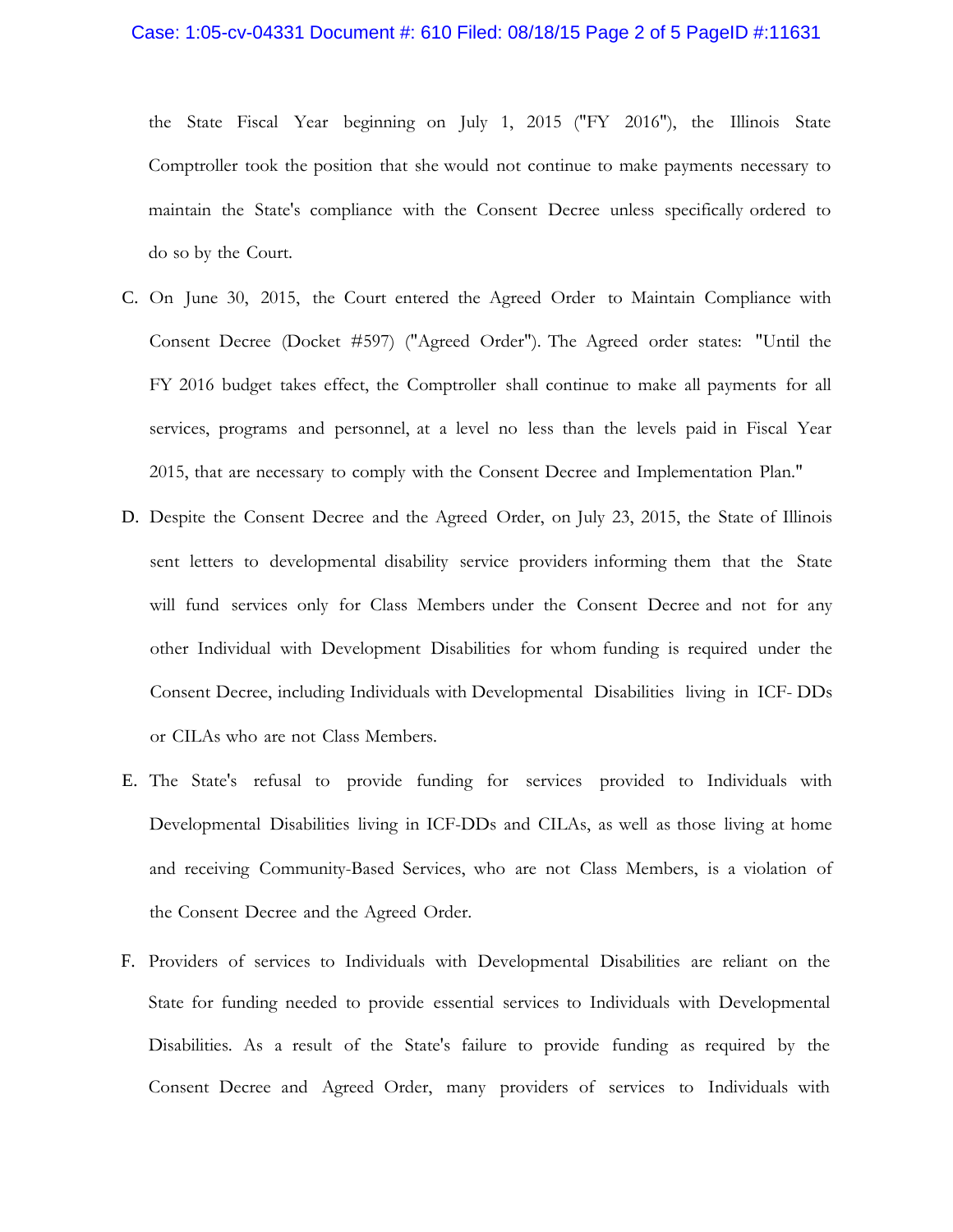the State Fiscal Year beginning on July 1, 2015 ("FY 2016"), the Illinois State Comptroller took the position that she would not continue to make payments necessary to maintain the State's compliance with the Consent Decree unless specifically ordered to do so by the Court.

C. On June 30, 2015, the Court entered the Agreed Order to Maintain Compliance with Consent Decree (Docket #597) ("Agreed Order"). The Agreed order states: "Until the FY 2016 budget takes effect, the Comptroller shall continue to make all payments for all services, programs and personnel, at a level no less than the levels paid in Fiscal Year 2015, that are necessary to comply with the Consent Decree and Implementation Plan."

D. Despite the Consent Decree and the Agreed Order, on July 23, 2015, the State of Illinois sent letters to developmental disability service providers informing them that the State will fund services only for Class Members under the Consent Decree and not for any other Individual with Development Disabilities for whom funding is required under the Consent Decree, including Individuals with Developmental Disabilities living in ICF- DDs or CILAs who are not Class Members.

E. The State's refusal to provide funding for services provided to Individuals with Developmental Disabilities living in ICF-DDs and CILAs, as well as those living at home and receiving Community-Based Services, who are not Class Members, is a violation of the Consent Decree and the Agreed Order.

F. Providers of services to Individuals with Developmental Disabilities are reliant on the State for funding needed to provide essential services to Individuals with Developmental Disabilities. As a result of the State's failure to provide funding as required by the Consent Decree and Agreed Order, many providers of services to Individuals with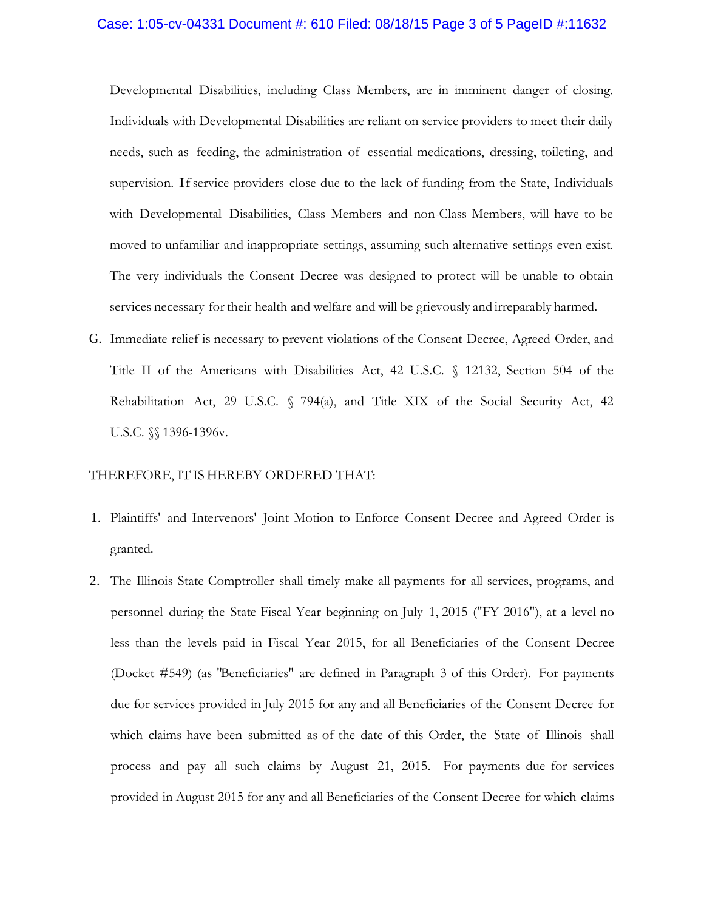Developmental Disabilities, including Class Members, are in imminent danger of closing. Individuals with Developmental Disabilities are reliant on service providers to meet their daily needs, such as feeding, the administration of essential medications, dressing, toileting, and supervision. If service providers close due to the lack of funding from the State, Individuals with Developmental Disabilities, Class Members and non-Class Members, will have to be moved to unfamiliar and inappropriate settings, assuming such alternative settings even exist. The very individuals the Consent Decree was designed to protect will be unable to obtain services necessary for their health and welfare and will be grievously and irreparably harmed.

G. Immediate relief is necessary to prevent violations of the Consent Decree, Agreed Order, and Title II of the Americans with Disabilities Act, 42 U.S.C. § 12132, Section 504 of the Rehabilitation Act, 29 U.S.C. § 794(a), and Title XIX of the Social Security Act, 42 U.S.C. §§ 1396-1396v.

THEREFORE, IT IS HEREBY ORDERED THAT:

1. Plaintiffs' and Intervenors' Joint Motion to Enforce Consent Decree and Agreed Order is granted.

2. The Illinois State Comptroller shall timely make all payments for all services, programs, and personnel during the State Fiscal Year beginning on July 1, 2015 ("FY 2016"), at a level no less than the levels paid in Fiscal Year 2015, for all Beneficiaries of the Consent Decree (Docket #549) (as "Beneficiaries" are defined in Paragraph 3 of this Order). For payments due for services provided in July 2015 for any and all Beneficiaries of the Consent Decree for which claims have been submitted as of the date of this Order, the State of Illinois shall process and pay all such claims by August 21, 2015. For payments due for services provided in August 2015 for any and all Beneficiaries of the Consent Decree for which claims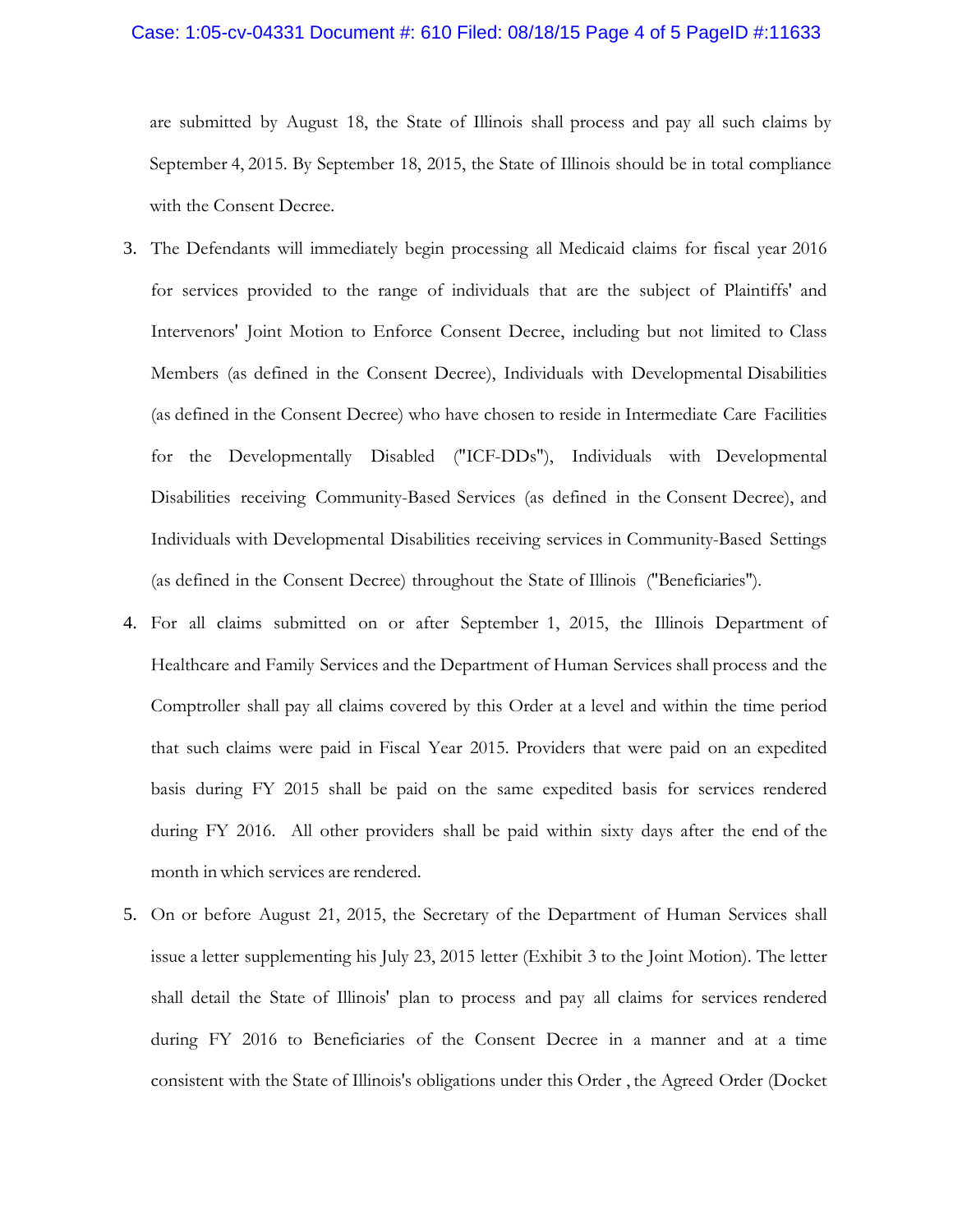are submitted by August 18, the State of Illinois shall process and pay all such claims by September 4, 2015. By September 18, 2015, the State of Illinois should be in total compliance with the Consent Decree.

3. The Defendants will immediately begin processing all Medicaid claims for fiscal year 2016 for services provided to the range of individuals that are the subject of Plaintiffs' and Intervenors' Joint Motion to Enforce Consent Decree, including but not limited to Class Members (as defined in the Consent Decree), Individuals with Developmental Disabilities (as defined in the Consent Decree) who have chosen to reside in Intermediate Care Facilities for the Developmentally Disabled ("ICF-DDs"), Individuals with Developmental Disabilities receiving Community-Based Services (as defined in the Consent Decree), and Individuals with Developmental Disabilities receiving services in Community-Based Settings (as defined in the Consent Decree) throughout the State of Illinois ("Beneficiaries").

4. For all claims submitted on or after September 1, 2015, the Illinois Department of Healthcare and Family Services and the Department of Human Services shall process and the Comptroller shall pay all claims covered by this Order at a level and within the time period that such claims were paid in Fiscal Year 2015. Providers that were paid on an expedited basis during FY 2015 shall be paid on the same expedited basis for services rendered during FY 2016. All other providers shall be paid within sixty days after the end of the month in which services are rendered.

5. On or before August 21, 2015, the Secretary of the Department of Human Services shall issue a letter supplementing his July 23, 2015 letter (Exhibit 3 to the Joint Motion). The letter shall detail the State of Illinois' plan to process and pay all claims for services rendered during FY 2016 to Beneficiaries of the Consent Decree in a manner and at a time consistent with the State of Illinois's obligations under this Order , the Agreed Order (Docket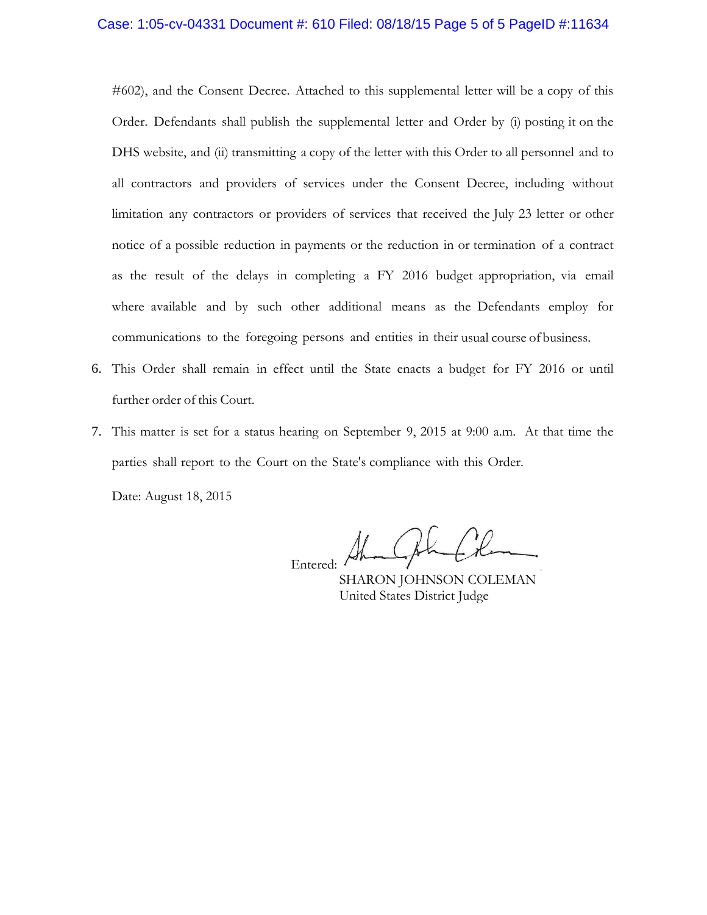#602), and the Consent Decree. Attached to this supplemental letter will be a copy of this Order. Defendants shall publish the supplemental letter and Order by (i) posting it on the DHS website, and (ii) transmitting a copy of the letter with this Order to all personnel and to all contractors and providers of services under the Consent Decree, including without limitation any contractors or providers of services that received the July 23 letter or other notice of a possible reduction in payments or the reduction in or termination of a contract as the result of the delays in completing a FY 2016 budget appropriation, via email where available and by such other additional means as the Defendants employ for communications to the foregoing persons and entities in their usual course of business.

6. This Order shall remain in effect until the State enacts a budget for FY 2016 or until further order of this Court.
7. This matter is set for a status hearing on September 9, 2015 at 9:00 a.m. At that time the parties shall report to the Court on the State's compliance with this Order.

Date: August 18, 2015

Entered:

SHARON JOHNSON COLEMAN
United States District Judge